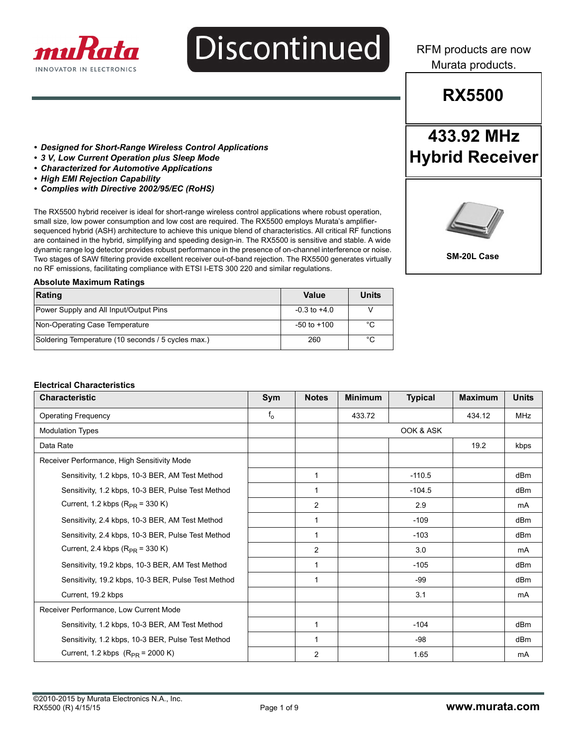Discontinued

RFM products are now Murata products.

# RX5500

## 433.92 MHz Hybrid Receiver

SM-20L Case

- ***Designed for Short-Range Wireless Control Applications***
- ***3 V, Low Current Operation plus Sleep Mode***
- ***Characterized for Automotive Applications***
- ***High EMI Rejection Capability***
- ***Complies with Directive 2002/95/EC (RoHS)***

The RX5500 hybrid receiver is ideal for short-range wireless control applications where robust operation, small size, low power consumption and low cost are required. The RX5500 employs Murata's amplifier-sequenced hybrid (ASH) architecture to achieve this unique blend of characteristics. All critical RF functions are contained in the hybrid, simplifying and speeding design-in. The RX5500 is sensitive and stable. A wide dynamic range log detector provides robust performance in the presence of on-channel interference or noise. Two stages of SAW filtering provide excellent receiver out-of-band rejection. The RX5500 generates virtually no RF emissions, facilitating compliance with ETSI I-ETS 300 220 and similar regulations.

### Absolute Maximum Ratings

| Rating | Value | Units |
|---|---|---|
| Power Supply and All Input/Output Pins | -0.3 to +4.0 | V |
| Non-Operating Case Temperature | -50 to +100 | °C |
| Soldering Temperature (10 seconds / 5 cycles max.) | 260 | °C |

### Electrical Characteristics

| Characteristic | Sym | Notes | Minimum | Typical | Maximum | Units |
|---|---|---|---|---|---|---|
| Operating Frequency | $f_o$ | | 433.72 | | 434.12 | MHz |
| Modulation Types | | | | OOK & ASK | | |
| Data Rate | | | | | 19.2 | kbps |
| Receiver Performance, High Sensitivity Mode | | | | | | |
| Sensitivity, 1.2 kbps, 10-3 BER, AM Test Method | | 1 | | -110.5 | | dBm |
| Sensitivity, 1.2 kbps, 10-3 BER, Pulse Test Method | | 1 | | -104.5 | | dBm |
| Current, 1.2 kbps ($R_{PR}$ = 330 K) | | 2 | | 2.9 | | mA |
| Sensitivity, 2.4 kbps, 10-3 BER, AM Test Method | | 1 | | -109 | | dBm |
| Sensitivity, 2.4 kbps, 10-3 BER, Pulse Test Method | | 1 | | -103 | | dBm |
| Current, 2.4 kbps ($R_{PR}$ = 330 K) | | 2 | | 3.0 | | mA |
| Sensitivity, 19.2 kbps, 10-3 BER, AM Test Method | | 1 | | -105 | | dBm |
| Sensitivity, 19.2 kbps, 10-3 BER, Pulse Test Method | | 1 | | -99 | | dBm |
| Current, 19.2 kbps | | | | 3.1 | | mA |
| Receiver Performance, Low Current Mode | | | | | | |
| Sensitivity, 1.2 kbps, 10-3 BER, AM Test Method | | 1 | | -104 | | dBm |
| Sensitivity, 1.2 kbps, 10-3 BER, Pulse Test Method | | 1 | | -98 | | dBm |
| Current, 1.2 kbps ($R_{PR}$ = 2000 K) | | 2 | | 1.65 | | mA |

©2010-2015 by Murata Electronics N.A., Inc.
RX5500 (R) 4/15/15

www.murata.com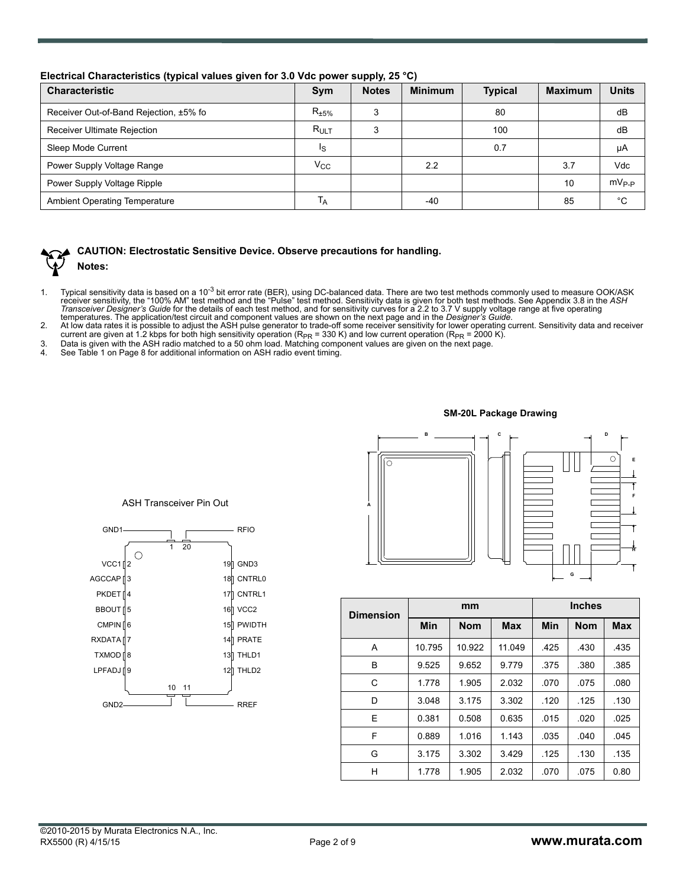**Electrical Characteristics (typical values given for 3.0 Vdc power supply, 25 °C)**

| Characteristic | Sym | Notes | Minimum | Typical | Maximum | Units |
|---|---|---|---|---|---|---|
| Receiver Out-of-Band Rejection, ±5% fo | $R_{\pm5\%}$ | 3 | | 80 | | dB |
| Receiver Ultimate Rejection | $R_{ULT}$ | 3 | | 100 | | dB |
| Sleep Mode Current | $I_S$ | | | 0.7 | | µA |
| Power Supply Voltage Range | $V_{CC}$ | | 2.2 | | 3.7 | Vdc |
| Power Supply Voltage Ripple | | | | | 10 | $mV_{P-P}$ |
| Ambient Operating Temperature | $T_A$ | | -40 | | 85 | °C |

**CAUTION: Electrostatic Sensitive Device. Observe precautions for handling.**

**Notes:**

1. Typical sensitivity data is based on a $10^{-3}$ bit error rate (BER), using DC-balanced data. There are two test methods commonly used to measure OOK/ASK receiver sensitivity, the "100% AM" test method and the "Pulse" test method. Sensitivity data is given for both test methods. See Appendix 3.8 in the *ASH Transceiver Designer's Guide* for the details of each test method, and for sensitivity curves for a 2.2 to 3.7 V supply voltage range at five operating temperatures. The application/test circuit and component values are shown on the next page and in the *Designer's Guide*.
2. At low data rates it is possible to adjust the ASH pulse generator to trade-off some receiver sensitivity for lower operating current. Sensitivity data and receiver current are given at 1.2 kbps for both high sensitivity operation ($R_{PR}$ = 330 K) and low current operation ($R_{PR}$ = 2000 K).
3. Data is given with the ASH radio matched to a 50 ohm load. Matching component values are given on the next page.
4. See Table 1 on Page 8 for additional information on ASH radio event timing.

ASH Transceiver Pin Out

| Pin | Name | Pin | Name |
|---|---|---|---|
| 1 | GND1 | 20 | RFIO |
| 2 | VCC1 | 19 | GND3 |
| 3 | AGCCAP | 18 | CNTRL0 |
| 4 | PKDET | 17 | CNTRL1 |
| 5 | BBOUT | 16 | VCC2 |
| 6 | CMPIN | 15 | PWIDTH |
| 7 | RXDATA | 14 | PRATE |
| 8 | TXMOD | 13 | THLD1 |
| 9 | LPFADJ | 12 | THLD2 |
| 10 | GND2 | 11 | RREF |

**SM-20L Package Drawing**

| Dimension | mm | | | Inches | | |
|---|---|---|---|---|---|---|
| | Min | Nom | Max | Min | Nom | Max |
| A | 10.795 | 10.922 | 11.049 | .425 | .430 | .435 |
| B | 9.525 | 9.652 | 9.779 | .375 | .380 | .385 |
| C | 1.778 | 1.905 | 2.032 | .070 | .075 | .080 |
| D | 3.048 | 3.175 | 3.302 | .120 | .125 | .130 |
| E | 0.381 | 0.508 | 0.635 | .015 | .020 | .025 |
| F | 0.889 | 1.016 | 1.143 | .035 | .040 | .045 |
| G | 3.175 | 3.302 | 3.429 | .125 | .130 | .135 |
| H | 1.778 | 1.905 | 2.032 | .070 | .075 | 0.80 |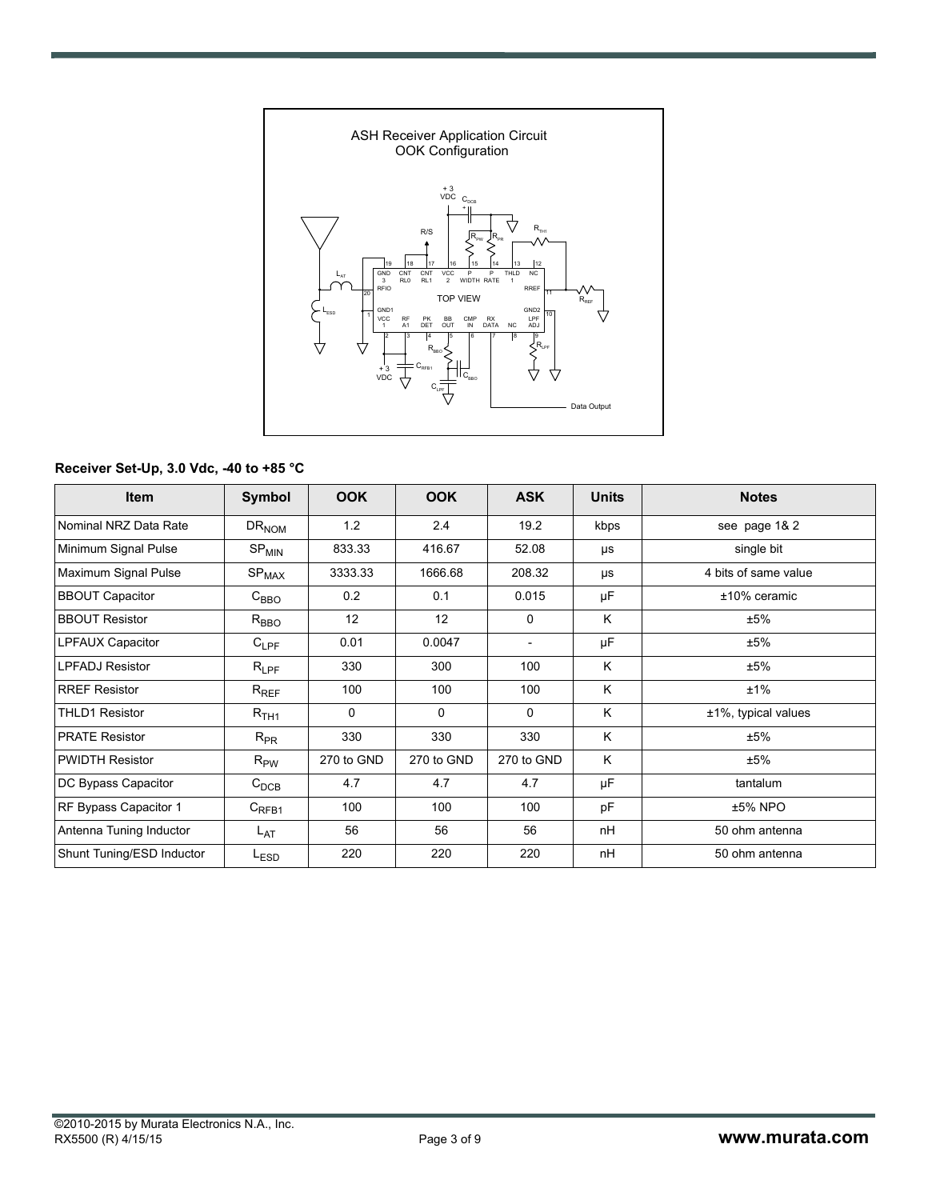ASH Receiver Application Circuit
OOK Configuration

**Receiver Set-Up, 3.0 Vdc, -40 to +85 °C**

| Item | Symbol | OOK | OOK | ASK | Units | Notes |
|---|---|---|---|---|---|---|
| Nominal NRZ Data Rate | $DR_{NOM}$ | 1.2 | 2.4 | 19.2 | kbps | see page 1& 2 |
| Minimum Signal Pulse | $SP_{MIN}$ | 833.33 | 416.67 | 52.08 | µs | single bit |
| Maximum Signal Pulse | $SP_{MAX}$ | 3333.33 | 1666.68 | 208.32 | µs | 4 bits of same value |
| BBOUT Capacitor | $C_{BBO}$ | 0.2 | 0.1 | 0.015 | µF | ±10% ceramic |
| BBOUT Resistor | $R_{BBO}$ | 12 | 12 | 0 | K | ±5% |
| LPFAUX Capacitor | $C_{LPF}$ | 0.01 | 0.0047 | - | µF | ±5% |
| LPFADJ Resistor | $R_{LPF}$ | 330 | 300 | 100 | K | ±5% |
| RREF Resistor | $R_{REF}$ | 100 | 100 | 100 | K | ±1% |
| THLD1 Resistor | $R_{TH1}$ | 0 | 0 | 0 | K | ±1%, typical values |
| PRATE Resistor | $R_{PR}$ | 330 | 330 | 330 | K | ±5% |
| PWIDTH Resistor | $R_{PW}$ | 270 to GND | 270 to GND | 270 to GND | K | ±5% |
| DC Bypass Capacitor | $C_{DCB}$ | 4.7 | 4.7 | 4.7 | µF | tantalum |
| RF Bypass Capacitor 1 | $C_{RFB1}$ | 100 | 100 | 100 | pF | ±5% NPO |
| Antenna Tuning Inductor | $L_{AT}$ | 56 | 56 | 56 | nH | 50 ohm antenna |
| Shunt Tuning/ESD Inductor | $L_{ESD}$ | 220 | 220 | 220 | nH | 50 ohm antenna |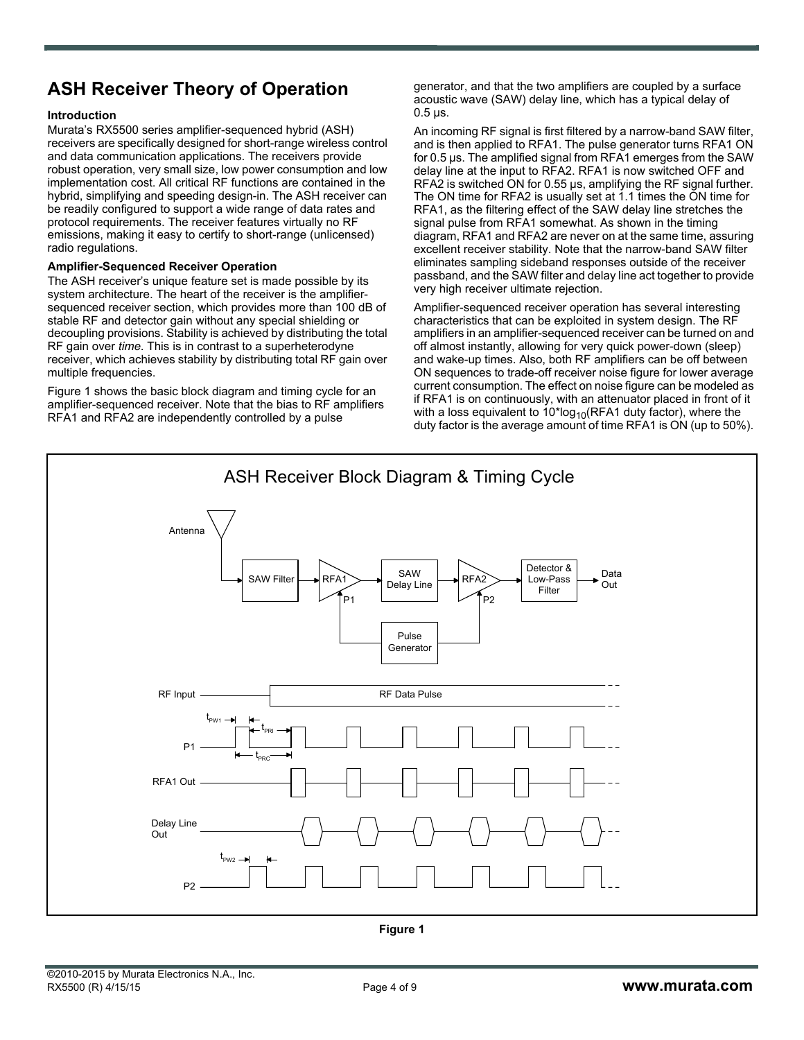# ASH Receiver Theory of Operation

### Introduction

Murata's RX5500 series amplifier-sequenced hybrid (ASH) receivers are specifically designed for short-range wireless control and data communication applications. The receivers provide robust operation, very small size, low power consumption and low implementation cost. All critical RF functions are contained in the hybrid, simplifying and speeding design-in. The ASH receiver can be readily configured to support a wide range of data rates and protocol requirements. The receiver features virtually no RF emissions, making it easy to certify to short-range (unlicensed) radio regulations.

### Amplifier-Sequenced Receiver Operation

The ASH receiver's unique feature set is made possible by its system architecture. The heart of the receiver is the amplifier-sequenced receiver section, which provides more than 100 dB of stable RF and detector gain without any special shielding or decoupling provisions. Stability is achieved by distributing the total RF gain over *time*. This is in contrast to a superheterodyne receiver, which achieves stability by distributing total RF gain over multiple frequencies.

Figure 1 shows the basic block diagram and timing cycle for an amplifier-sequenced receiver. Note that the bias to RF amplifiers RFA1 and RFA2 are independently controlled by a pulse generator, and that the two amplifiers are coupled by a surface acoustic wave (SAW) delay line, which has a typical delay of 0.5 µs.

An incoming RF signal is first filtered by a narrow-band SAW filter, and is then applied to RFA1. The pulse generator turns RFA1 ON for 0.5 µs. The amplified signal from RFA1 emerges from the SAW delay line at the input to RFA2. RFA1 is now switched OFF and RFA2 is switched ON for 0.55 µs, amplifying the RF signal further. The ON time for RFA2 is usually set at 1.1 times the ON time for RFA1, as the filtering effect of the SAW delay line stretches the signal pulse from RFA1 somewhat. As shown in the timing diagram, RFA1 and RFA2 are never on at the same time, assuring excellent receiver stability. Note that the narrow-band SAW filter eliminates sampling sideband responses outside of the receiver passband, and the SAW filter and delay line act together to provide very high receiver ultimate rejection.

Amplifier-sequenced receiver operation has several interesting characteristics that can be exploited in system design. The RF amplifiers in an amplifier-sequenced receiver can be turned on and off almost instantly, allowing for very quick power-down (sleep) and wake-up times. Also, both RF amplifiers can be off between ON sequences to trade-off receiver noise figure for lower average current consumption. The effect on noise figure can be modeled as if RFA1 is on continuously, with an attenuator placed in front of it with a loss equivalent to $10 \cdot \log_{10}$(RFA1 duty factor), where the duty factor is the average amount of time RFA1 is ON (up to 50%).

**ASH Receiver Block Diagram & Timing Cycle**

Antenna → SAW Filter → RFA1 (P1) → SAW Delay Line → RFA2 (P2) → Detector & Low-Pass Filter → Data Out; Pulse Generator → P1, P2

Timing signals: RF Input (RF Data Pulse), P1 ($t_{PW1}$, $t_{PRI}$, $t_{PRC}$), RFA1 Out, Delay Line Out, P2 ($t_{PW2}$)

**Figure 1**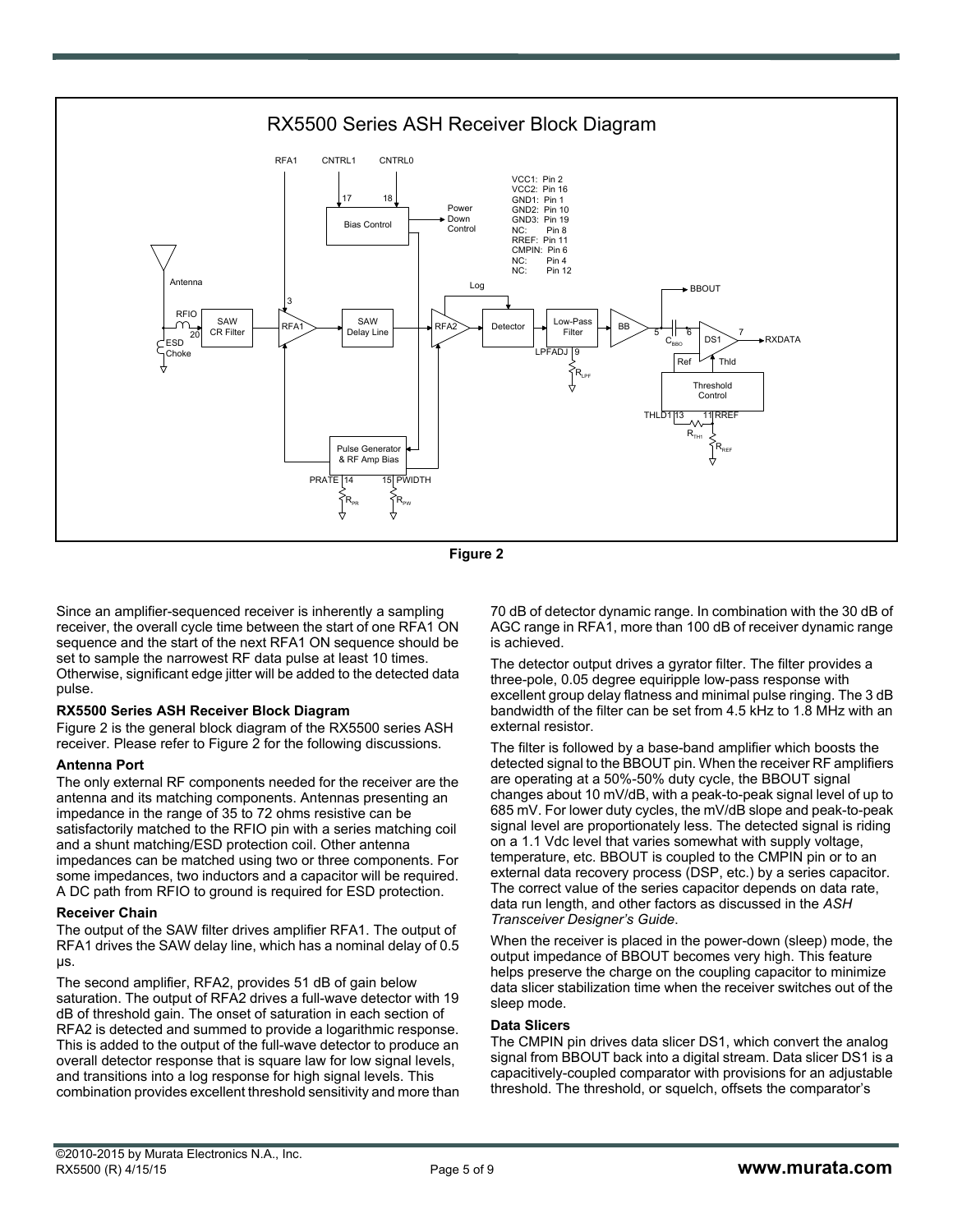Figure 2

Since an amplifier-sequenced receiver is inherently a sampling receiver, the overall cycle time between the start of one RFA1 ON sequence and the start of the next RFA1 ON sequence should be set to sample the narrowest RF data pulse at least 10 times. Otherwise, significant edge jitter will be added to the detected data pulse.

**RX5500 Series ASH Receiver Block Diagram**

Figure 2 is the general block diagram of the RX5500 series ASH receiver. Please refer to Figure 2 for the following discussions.

**Antenna Port**

The only external RF components needed for the receiver are the antenna and its matching components. Antennas presenting an impedance in the range of 35 to 72 ohms resistive can be satisfactorily matched to the RFIO pin with a series matching coil and a shunt matching/ESD protection coil. Other antenna impedances can be matched using two or three components. For some impedances, two inductors and a capacitor will be required. A DC path from RFIO to ground is required for ESD protection.

**Receiver Chain**

The output of the SAW filter drives amplifier RFA1. The output of RFA1 drives the SAW delay line, which has a nominal delay of 0.5 µs.

The second amplifier, RFA2, provides 51 dB of gain below saturation. The output of RFA2 drives a full-wave detector with 19 dB of threshold gain. The onset of saturation in each section of RFA2 is detected and summed to provide a logarithmic response. This is added to the output of the full-wave detector to produce an overall detector response that is square law for low signal levels, and transitions into a log response for high signal levels. This combination provides excellent threshold sensitivity and more than 70 dB of detector dynamic range. In combination with the 30 dB of AGC range in RFA1, more than 100 dB of receiver dynamic range is achieved.

The detector output drives a gyrator filter. The filter provides a three-pole, 0.05 degree equiripple low-pass response with excellent group delay flatness and minimal pulse ringing. The 3 dB bandwidth of the filter can be set from 4.5 kHz to 1.8 MHz with an external resistor.

The filter is followed by a base-band amplifier which boosts the detected signal to the BBOUT pin. When the receiver RF amplifiers are operating at a 50%-50% duty cycle, the BBOUT signal changes about 10 mV/dB, with a peak-to-peak signal level of up to 685 mV. For lower duty cycles, the mV/dB slope and peak-to-peak signal level are proportionately less. The detected signal is riding on a 1.1 Vdc level that varies somewhat with supply voltage, temperature, etc. BBOUT is coupled to the CMPIN pin or to an external data recovery process (DSP, etc.) by a series capacitor. The correct value of the series capacitor depends on data rate, data run length, and other factors as discussed in the *ASH Transceiver Designer's Guide*.

When the receiver is placed in the power-down (sleep) mode, the output impedance of BBOUT becomes very high. This feature helps preserve the charge on the coupling capacitor to minimize data slicer stabilization time when the receiver switches out of the sleep mode.

**Data Slicers**

The CMPIN pin drives data slicer DS1, which convert the analog signal from BBOUT back into a digital stream. Data slicer DS1 is a capacitively-coupled comparator with provisions for an adjustable threshold. The threshold, or squelch, offsets the comparator's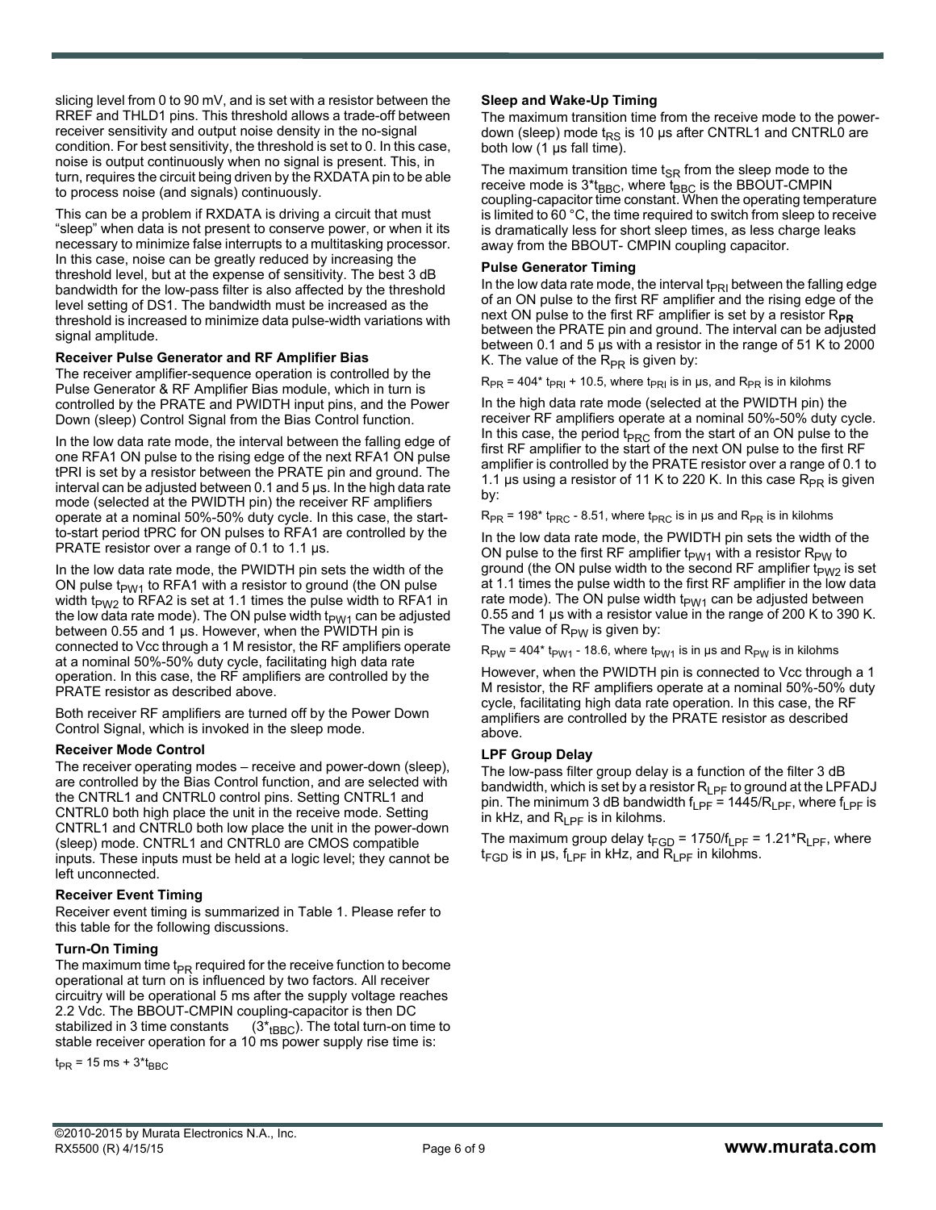slicing level from 0 to 90 mV, and is set with a resistor between the RREF and THLD1 pins. This threshold allows a trade-off between receiver sensitivity and output noise density in the no-signal condition. For best sensitivity, the threshold is set to 0. In this case, noise is output continuously when no signal is present. This, in turn, requires the circuit being driven by the RXDATA pin to be able to process noise (and signals) continuously.

This can be a problem if RXDATA is driving a circuit that must "sleep" when data is not present to conserve power, or when it its necessary to minimize false interrupts to a multitasking processor. In this case, noise can be greatly reduced by increasing the threshold level, but at the expense of sensitivity. The best 3 dB bandwidth for the low-pass filter is also affected by the threshold level setting of DS1. The bandwidth must be increased as the threshold is increased to minimize data pulse-width variations with signal amplitude.

**Receiver Pulse Generator and RF Amplifier Bias**

The receiver amplifier-sequence operation is controlled by the Pulse Generator & RF Amplifier Bias module, which in turn is controlled by the PRATE and PWIDTH input pins, and the Power Down (sleep) Control Signal from the Bias Control function.

In the low data rate mode, the interval between the falling edge of one RFA1 ON pulse to the rising edge of the next RFA1 ON pulse tPRI is set by a resistor between the PRATE pin and ground. The interval can be adjusted between 0.1 and 5 µs. In the high data rate mode (selected at the PWIDTH pin) the receiver RF amplifiers operate at a nominal 50%-50% duty cycle. In this case, the start-to-start period tPRC for ON pulses to RFA1 are controlled by the PRATE resistor over a range of 0.1 to 1.1 µs.

In the low data rate mode, the PWIDTH pin sets the width of the ON pulse $t_{PW1}$ to RFA1 with a resistor to ground (the ON pulse width $t_{PW2}$ to RFA2 is set at 1.1 times the pulse width to RFA1 in the low data rate mode). The ON pulse width $t_{PW1}$ can be adjusted between 0.55 and 1 µs. However, when the PWIDTH pin is connected to Vcc through a 1 M resistor, the RF amplifiers operate at a nominal 50%-50% duty cycle, facilitating high data rate operation. In this case, the RF amplifiers are controlled by the PRATE resistor as described above.

Both receiver RF amplifiers are turned off by the Power Down Control Signal, which is invoked in the sleep mode.

**Receiver Mode Control**

The receiver operating modes – receive and power-down (sleep), are controlled by the Bias Control function, and are selected with the CNTRL1 and CNTRL0 control pins. Setting CNTRL1 and CNTRL0 both high place the unit in the receive mode. Setting CNTRL1 and CNTRL0 both low place the unit in the power-down (sleep) mode. CNTRL1 and CNTRL0 are CMOS compatible inputs. These inputs must be held at a logic level; they cannot be left unconnected.

**Receiver Event Timing**

Receiver event timing is summarized in Table 1. Please refer to this table for the following discussions.

**Turn-On Timing**

The maximum time $t_{PR}$ required for the receive function to become operational at turn on is influenced by two factors. All receiver circuitry will be operational 5 ms after the supply voltage reaches 2.2 Vdc. The BBOUT-CMPIN coupling-capacitor is then DC stabilized in 3 time constants ($3*t_{BBC}$). The total turn-on time to stable receiver operation for a 10 ms power supply rise time is:

$t_{PR} = 15\text{ ms} + 3*t_{BBC}$

**Sleep and Wake-Up Timing**

The maximum transition time from the receive mode to the power-down (sleep) mode $t_{RS}$ is 10 µs after CNTRL1 and CNTRL0 are both low (1 µs fall time).

The maximum transition time $t_{SR}$ from the sleep mode to the receive mode is $3*t_{BBC}$, where $t_{BBC}$ is the BBOUT-CMPIN coupling-capacitor time constant. When the operating temperature is limited to 60 °C, the time required to switch from sleep to receive is dramatically less for short sleep times, as less charge leaks away from the BBOUT- CMPIN coupling capacitor.

**Pulse Generator Timing**

In the low data rate mode, the interval $t_{PRI}$ between the falling edge of an ON pulse to the first RF amplifier and the rising edge of the next ON pulse to the first RF amplifier is set by a resistor $R_{PR}$ between the PRATE pin and ground. The interval can be adjusted between 0.1 and 5 µs with a resistor in the range of 51 K to 2000 K. The value of the $R_{PR}$ is given by:

$R_{PR} = 404* t_{PRI} + 10.5$, where $t_{PRI}$ is in µs, and $R_{PR}$ is in kilohms

In the high data rate mode (selected at the PWIDTH pin) the receiver RF amplifiers operate at a nominal 50%-50% duty cycle. In this case, the period $t_{PRC}$ from the start of an ON pulse to the first RF amplifier to the start of the next ON pulse to the first RF amplifier is controlled by the PRATE resistor over a range of 0.1 to 1.1 µs using a resistor of 11 K to 220 K. In this case $R_{PR}$ is given by:

$R_{PR} = 198* t_{PRC} - 8.51$, where $t_{PRC}$ is in µs and $R_{PR}$ is in kilohms

In the low data rate mode, the PWIDTH pin sets the width of the ON pulse to the first RF amplifier $t_{PW1}$ with a resistor $R_{PW}$ to ground (the ON pulse width to the second RF amplifier $t_{PW2}$ is set at 1.1 times the pulse width to the first RF amplifier in the low data rate mode). The ON pulse width $t_{PW1}$ can be adjusted between 0.55 and 1 µs with a resistor value in the range of 200 K to 390 K. The value of $R_{PW}$ is given by:

$R_{PW} = 404* t_{PW1} - 18.6$, where $t_{PW1}$ is in µs and $R_{PW}$ is in kilohms

However, when the PWIDTH pin is connected to Vcc through a 1 M resistor, the RF amplifiers operate at a nominal 50%-50% duty cycle, facilitating high data rate operation. In this case, the RF amplifiers are controlled by the PRATE resistor as described above.

**LPF Group Delay**

The low-pass filter group delay is a function of the filter 3 dB bandwidth, which is set by a resistor $R_{LPF}$ to ground at the LPFADJ pin. The minimum 3 dB bandwidth $f_{LPF} = 1445/R_{LPF}$, where $f_{LPF}$ is in kHz, and $R_{LPF}$ is in kilohms.

The maximum group delay $t_{FGD} = 1750/f_{LPF} = 1.21*R_{LPF}$, where $t_{FGD}$ is in µs, $f_{LPF}$ in kHz, and $R_{LPF}$ in kilohms.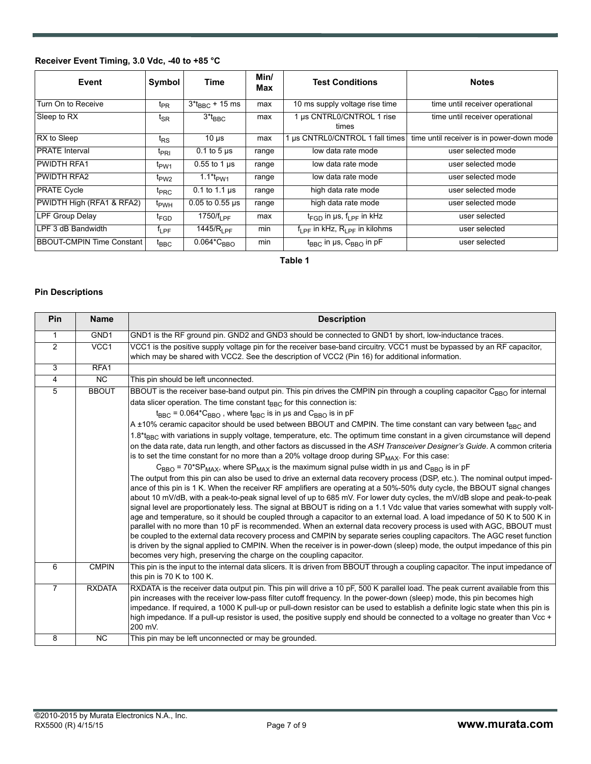**Receiver Event Timing, 3.0 Vdc, -40 to +85 °C**

| Event | Symbol | Time | Min/ Max | Test Conditions | Notes |
|---|---|---|---|---|---|
| Turn On to Receive | $t_{PR}$ | $3*t_{BBC}$ + 15 ms | max | 10 ms supply voltage rise time | time until receiver operational |
| Sleep to RX | $t_{SR}$ | $3*t_{BBC}$ | max | 1 µs CNTRL0/CNTROL 1 rise times | time until receiver operational |
| RX to Sleep | $t_{RS}$ | 10 µs | max | 1 µs CNTRL0/CNTROL 1 fall times | time until receiver is in power-down mode |
| PRATE Interval | $t_{PRI}$ | 0.1 to 5 µs | range | low data rate mode | user selected mode |
| PWIDTH RFA1 | $t_{PW1}$ | 0.55 to 1 µs | range | low data rate mode | user selected mode |
| PWIDTH RFA2 | $t_{PW2}$ | $1.1*t_{PW1}$ | range | low data rate mode | user selected mode |
| PRATE Cycle | $t_{PRC}$ | 0.1 to 1.1 µs | range | high data rate mode | user selected mode |
| PWIDTH High (RFA1 & RFA2) | $t_{PWH}$ | 0.05 to 0.55 µs | range | high data rate mode | user selected mode |
| LPF Group Delay | $t_{FGD}$ | $1750/f_{LPF}$ | max | $t_{FGD}$ in µs, $f_{LPF}$ in kHz | user selected |
| LPF 3 dB Bandwidth | $f_{LPF}$ | $1445/R_{LPF}$ | min | $f_{LPF}$ in kHz, $R_{LPF}$ in kilohms | user selected |
| BBOUT-CMPIN Time Constant | $t_{BBC}$ | $0.064*C_{BBO}$ | min | $t_{BBC}$ in µs, $C_{BBO}$ in pF | user selected |

**Table 1**

**Pin Descriptions**

| Pin | Name | Description |
|---|---|---|
| 1 | GND1 | GND1 is the RF ground pin. GND2 and GND3 should be connected to GND1 by short, low-inductance traces. |
| 2 | VCC1 | VCC1 is the positive supply voltage pin for the receiver base-band circuitry. VCC1 must be bypassed by an RF capacitor, which may be shared with VCC2. See the description of VCC2 (Pin 16) for additional information. |
| 3 | RFA1 | |
| 4 | NC | This pin should be left unconnected. |
| 5 | BBOUT | BBOUT is the receiver base-band output pin. This pin drives the CMPIN pin through a coupling capacitor $C_{BBO}$ for internal data slicer operation. The time constant $t_{BBC}$ for this connection is: $t_{BBC} = 0.064*C_{BBO}$ , where $t_{BBC}$ is in µs and $C_{BBO}$ is in pF. A ±10% ceramic capacitor should be used between BBOUT and CMPIN. The time constant can vary between $t_{BBC}$ and $1.8*t_{BBC}$ with variations in supply voltage, temperature, etc. The optimum time constant in a given circumstance will depend on the data rate, data run length, and other factors as discussed in the *ASH Transceiver Designer's Guide*. A common criteria is to set the time constant for no more than a 20% voltage droop during $SP_{MAX}$. For this case: $C_{BBO} = 70*SP_{MAX}$, where $SP_{MAX}$ is the maximum signal pulse width in µs and $C_{BBO}$ is in pF. The output from this pin can also be used to drive an external data recovery process (DSP, etc.). The nominal output impedance of this pin is 1 K. When the receiver RF amplifiers are operating at a 50%-50% duty cycle, the BBOUT signal changes about 10 mV/dB, with a peak-to-peak signal level of up to 685 mV. For lower duty cycles, the mV/dB slope and peak-to-peak signal level are proportionately less. The signal at BBOUT is riding on a 1.1 Vdc value that varies somewhat with supply voltage and temperature, so it should be coupled through a capacitor to an external load. A load impedance of 50 K to 500 K in parallel with no more than 10 pF is recommended. When an external data recovery process is used with AGC, BBOUT must be coupled to the external data recovery process and CMPIN by separate series coupling capacitors. The AGC reset function is driven by the signal applied to CMPIN. When the receiver is in power-down (sleep) mode, the output impedance of this pin becomes very high, preserving the charge on the coupling capacitor. |
| 6 | CMPIN | This pin is the input to the internal data slicers. It is driven from BBOUT through a coupling capacitor. The input impedance of this pin is 70 K to 100 K. |
| 7 | RXDATA | RXDATA is the receiver data output pin. This pin will drive a 10 pF, 500 K parallel load. The peak current available from this pin increases with the receiver low-pass filter cutoff frequency. In the power-down (sleep) mode, this pin becomes high impedance. If required, a 1000 K pull-up or pull-down resistor can be used to establish a definite logic state when this pin is high impedance. If a pull-up resistor is used, the positive supply end should be connected to a voltage no greater than Vcc + 200 mV. |
| 8 | NC | This pin may be left unconnected or may be grounded. |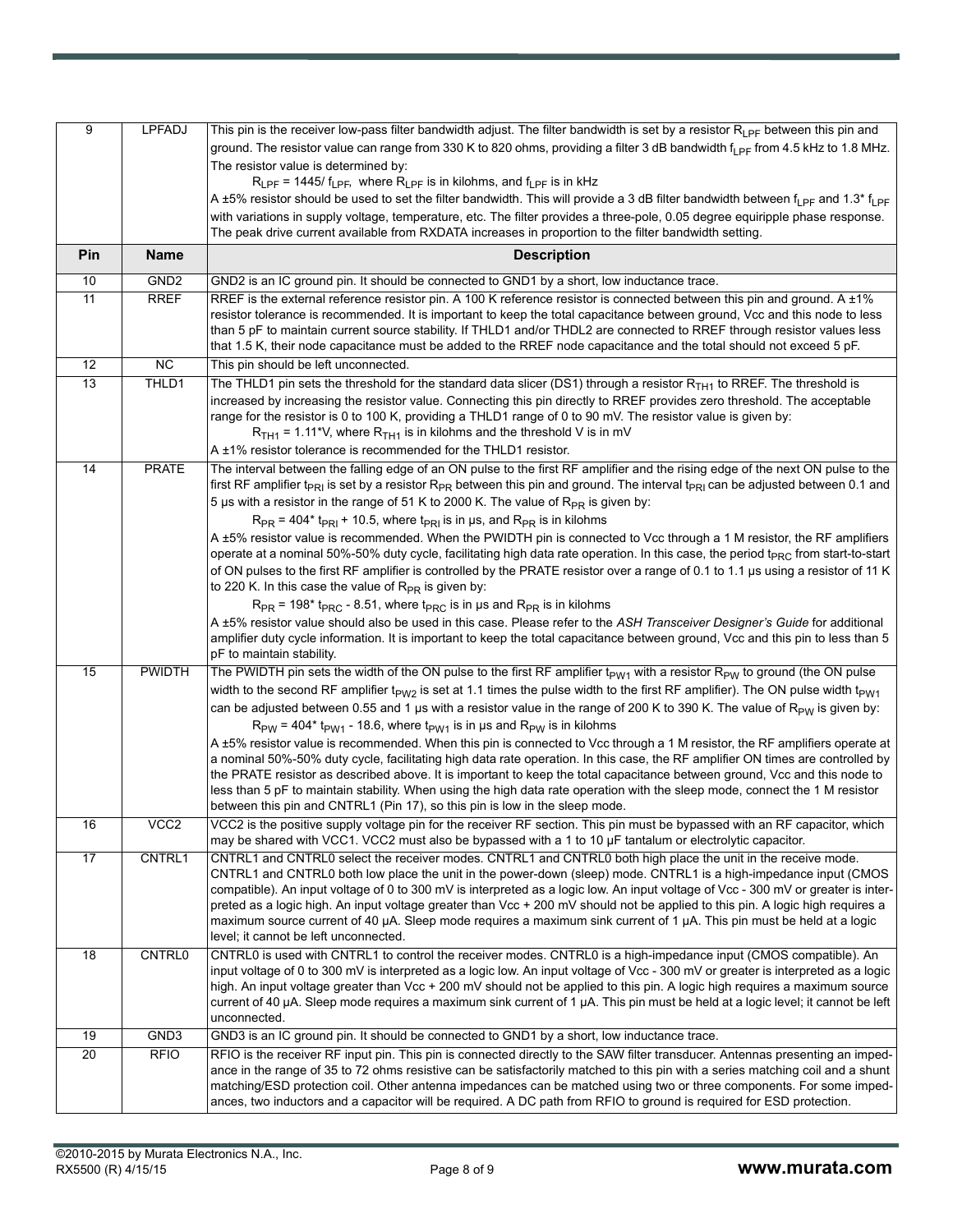| Pin | Name | Description |
|---|---|---|
| 9 | LPFADJ | This pin is the receiver low-pass filter bandwidth adjust. The filter bandwidth is set by a resistor $R_{LPF}$ between this pin and ground. The resistor value can range from 330 K to 820 ohms, providing a filter 3 dB bandwidth $f_{LPF}$ from 4.5 kHz to 1.8 MHz. The resistor value is determined by: <br> $R_{LPF} = 1445/ f_{LPF}$, where $R_{LPF}$ is in kilohms, and $f_{LPF}$ is in kHz <br> A ±5% resistor should be used to set the filter bandwidth. This will provide a 3 dB filter bandwidth between $f_{LPF}$ and $1.3^* f_{LPF}$ with variations in supply voltage, temperature, etc. The filter provides a three-pole, 0.05 degree equiripple phase response. The peak drive current available from RXDATA increases in proportion to the filter bandwidth setting. |
| **Pin** | **Name** | **Description** |
| 10 | GND2 | GND2 is an IC ground pin. It should be connected to GND1 by a short, low inductance trace. |
| 11 | RREF | RREF is the external reference resistor pin. A 100 K reference resistor is connected between this pin and ground. A ±1% resistor tolerance is recommended. It is important to keep the total capacitance between ground, Vcc and this node to less than 5 pF to maintain current source stability. If THLD1 and/or THDL2 are connected to RREF through resistor values less that 1.5 K, their node capacitance must be added to the RREF node capacitance and the total should not exceed 5 pF. |
| 12 | NC | This pin should be left unconnected. |
| 13 | THLD1 | The THLD1 pin sets the threshold for the standard data slicer (DS1) through a resistor $R_{TH1}$ to RREF. The threshold is increased by increasing the resistor value. Connecting this pin directly to RREF provides zero threshold. The acceptable range for the resistor is 0 to 100 K, providing a THLD1 range of 0 to 90 mV. The resistor value is given by: <br> $R_{TH1} = 1.11^*V$, where $R_{TH1}$ is in kilohms and the threshold V is in mV <br> A ±1% resistor tolerance is recommended for the THLD1 resistor. |
| 14 | PRATE | The interval between the falling edge of an ON pulse to the first RF amplifier and the rising edge of the next ON pulse to the first RF amplifier $t_{PRI}$ is set by a resistor $R_{PR}$ between this pin and ground. The interval $t_{PRI}$ can be adjusted between 0.1 and 5 µs with a resistor in the range of 51 K to 2000 K. The value of $R_{PR}$ is given by: <br> $R_{PR} = 404^* t_{PRI} + 10.5$, where $t_{PRI}$ is in µs, and $R_{PR}$ is in kilohms <br> A ±5% resistor value is recommended. When the PWIDTH pin is connected to Vcc through a 1 M resistor, the RF amplifiers operate at a nominal 50%-50% duty cycle, facilitating high data rate operation. In this case, the period $t_{PRC}$ from start-to-start of ON pulses to the first RF amplifier is controlled by the PRATE resistor over a range of 0.1 to 1.1 µs using a resistor of 11 K to 220 K. In this case the value of $R_{PR}$ is given by: <br> $R_{PR} = 198^* t_{PRC} - 8.51$, where $t_{PRC}$ is in µs and $R_{PR}$ is in kilohms <br> A ±5% resistor value should also be used in this case. Please refer to the *ASH Transceiver Designer's Guide* for additional amplifier duty cycle information. It is important to keep the total capacitance between ground, Vcc and this pin to less than 5 pF to maintain stability. |
| 15 | PWIDTH | The PWIDTH pin sets the width of the ON pulse to the first RF amplifier $t_{PW1}$ with a resistor $R_{PW}$ to ground (the ON pulse width to the second RF amplifier $t_{PW2}$ is set at 1.1 times the pulse width to the first RF amplifier). The ON pulse width $t_{PW1}$ can be adjusted between 0.55 and 1 µs with a resistor value in the range of 200 K to 390 K. The value of $R_{PW}$ is given by: <br> $R_{PW} = 404^* t_{PW1} - 18.6$, where $t_{PW1}$ is in µs and $R_{PW}$ is in kilohms <br> A ±5% resistor value is recommended. When this pin is connected to Vcc through a 1 M resistor, the RF amplifiers operate at a nominal 50%-50% duty cycle, facilitating high data rate operation. In this case, the RF amplifier ON times are controlled by the PRATE resistor as described above. It is important to keep the total capacitance between ground, Vcc and this node to less than 5 pF to maintain stability. When using the high data rate operation with the sleep mode, connect the 1 M resistor between this pin and CNTRL1 (Pin 17), so this pin is low in the sleep mode. |
| 16 | VCC2 | VCC2 is the positive supply voltage pin for the receiver RF section. This pin must be bypassed with an RF capacitor, which may be shared with VCC1. VCC2 must also be bypassed with a 1 to 10 µF tantalum or electrolytic capacitor. |
| 17 | CNTRL1 | CNTRL1 and CNTRL0 select the receiver modes. CNTRL1 and CNTRL0 both high place the unit in the receive mode. CNTRL1 and CNTRL0 both low place the unit in the power-down (sleep) mode. CNTRL1 is a high-impedance input (CMOS compatible). An input voltage of 0 to 300 mV is interpreted as a logic low. An input voltage of Vcc - 300 mV or greater is interpreted as a logic high. An input voltage greater than Vcc + 200 mV should not be applied to this pin. A logic high requires a maximum source current of 40 µA. Sleep mode requires a maximum sink current of 1 µA. This pin must be held at a logic level; it cannot be left unconnected. |
| 18 | CNTRL0 | CNTRL0 is used with CNTRL1 to control the receiver modes. CNTRL0 is a high-impedance input (CMOS compatible). An input voltage of 0 to 300 mV is interpreted as a logic low. An input voltage of Vcc - 300 mV or greater is interpreted as a logic high. An input voltage greater than Vcc + 200 mV should not be applied to this pin. A logic high requires a maximum source current of 40 µA. Sleep mode requires a maximum sink current of 1 µA. This pin must be held at a logic level; it cannot be left unconnected. |
| 19 | GND3 | GND3 is an IC ground pin. It should be connected to GND1 by a short, low inductance trace. |
| 20 | RFIO | RFIO is the receiver RF input pin. This pin is connected directly to the SAW filter transducer. Antennas presenting an impedance in the range of 35 to 72 ohms resistive can be satisfactorily matched to this pin with a series matching coil and a shunt matching/ESD protection coil. Other antenna impedances can be matched using two or three components. For some impedances, two inductors and a capacitor will be required. A DC path from RFIO to ground is required for ESD protection. |

©2010-2015 by Murata Electronics N.A., Inc.
RX5500 (R) 4/15/15

**www.murata.com**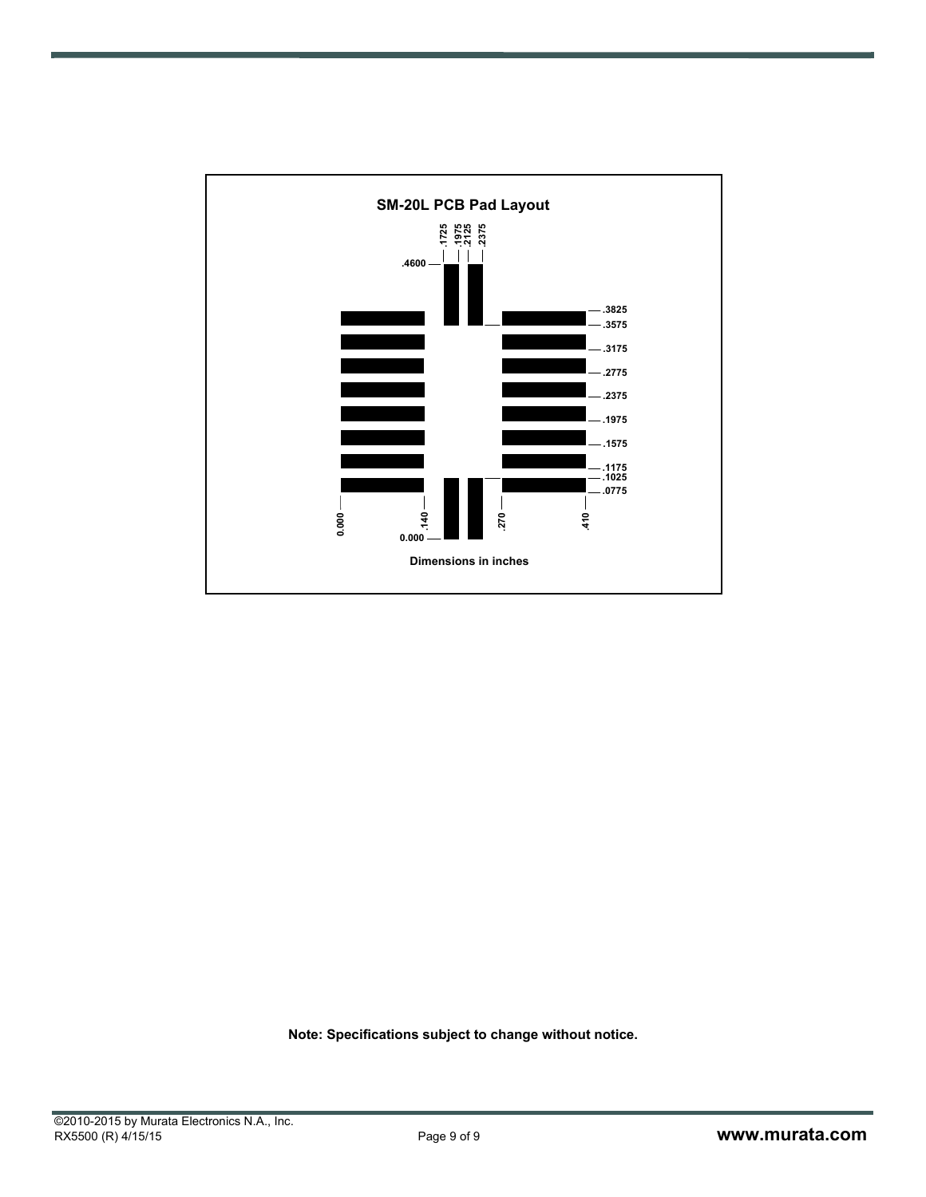## SM-20L PCB Pad Layout

.1725 .1975 .2125 .2375

.4600

.3825
.3575
.3175
.2775
.2375
.1975
.1575
.1175
.1025
.0775

0.000 .140 .270 .410

0.000

Dimensions in inches

**Note: Specifications subject to change without notice.**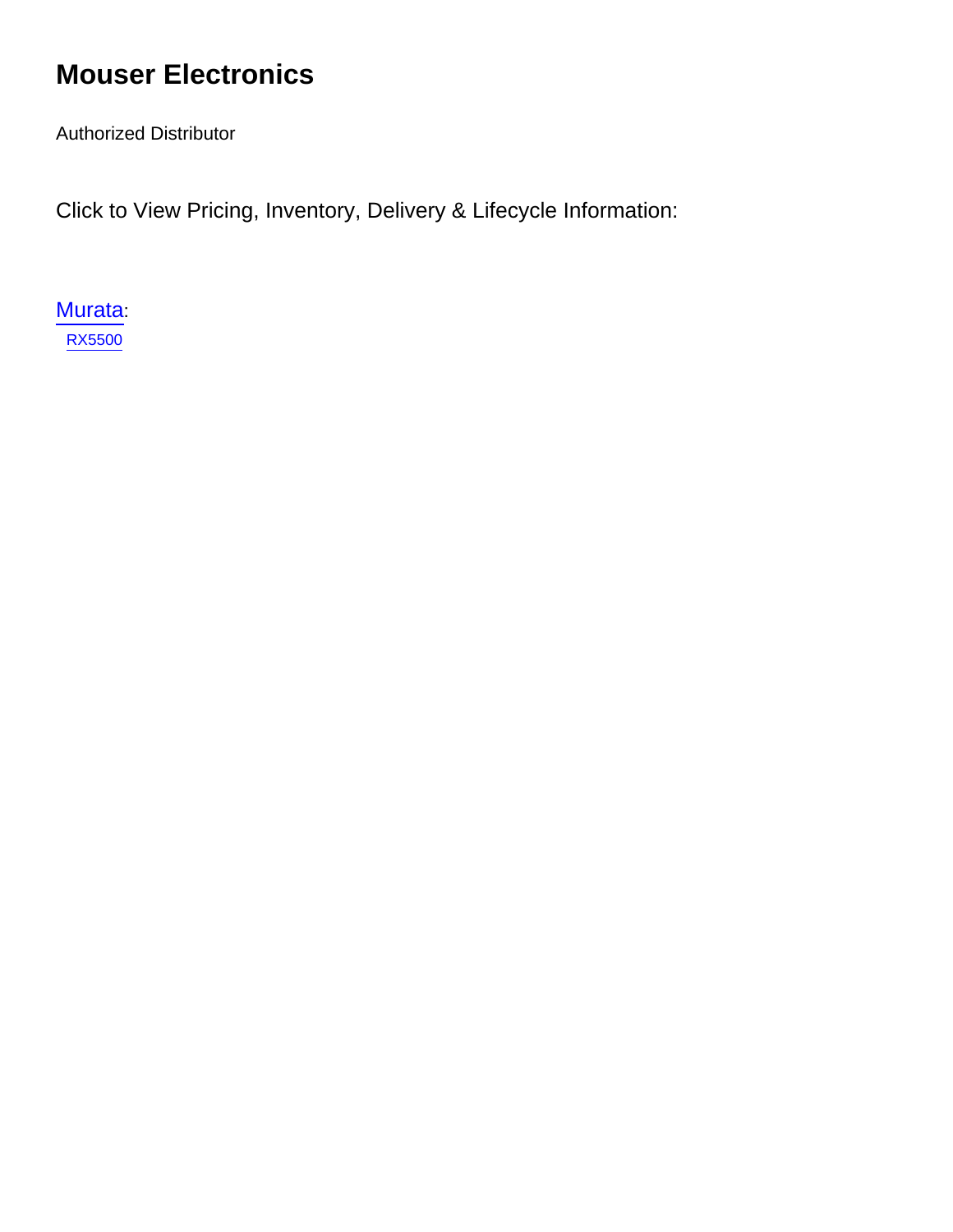# Mouser Electronics

Authorized Distributor

Click to View Pricing, Inventory, Delivery & Lifecycle Information:

Murata:

RX5500